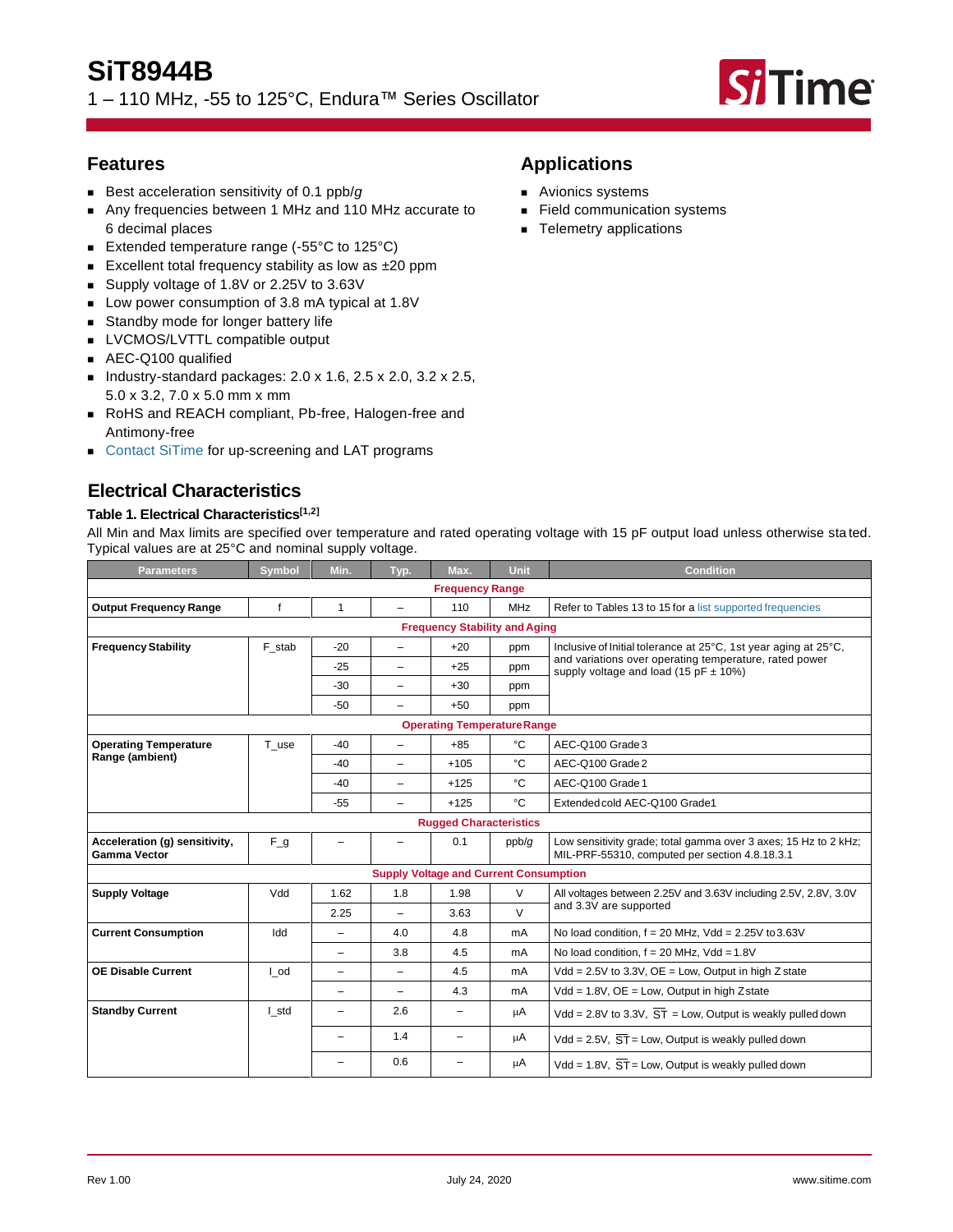# SiT8944B

1 – 110 MHz, -55 to 125°C, Endura™ Series Oscillator

## Features

- Best acceleration sensitivity of 0.1 ppb/*g*
- Any frequencies between 1 MHz and 110 MHz accurate to 6 decimal places
- Extended temperature range (-55°C to 125°C)
- Excellent total frequency stability as low as ±20 ppm
- Supply voltage of 1.8V or 2.25V to 3.63V
- Low power consumption of 3.8 mA typical at 1.8V
- Standby mode for longer battery life
- LVCMOS/LVTTL compatible output
- AEC-Q100 qualified
- Industry-standard packages: 2.0 x 1.6, 2.5 x 2.0, 3.2 x 2.5, 5.0 x 3.2, 7.0 x 5.0 mm x mm
- RoHS and REACH compliant, Pb-free, Halogen-free and Antimony-free
- Contact SiTime for up-screening and LAT programs

## Applications

- Avionics systems
- Field communication systems
- Telemetry applications

## Electrical Characteristics

### Table 1. Electrical Characteristics[1,2]

All Min and Max limits are specified over temperature and rated operating voltage with 15 pF output load unless otherwise stated. Typical values are at 25°C and nominal supply voltage.

| Parameters | Symbol | Min. | Typ. | Max. | Unit | Condition |
|---|---|---|---|---|---|---|
| **Frequency Range** | | | | | | |
| **Output Frequency Range** | f | 1 | – | 110 | MHz | Refer to Tables 13 to 15 for a list supported frequencies |
| **Frequency Stability and Aging** | | | | | | |
| **Frequency Stability** | F_stab | -20 | – | +20 | ppm | Inclusive of Initial tolerance at 25°C, 1st year aging at 25°C, and variations over operating temperature, rated power supply voltage and load (15 pF ± 10%) |
| | | -25 | – | +25 | ppm | |
| | | -30 | – | +30 | ppm | |
| | | -50 | – | +50 | ppm | |
| **Operating Temperature Range** | | | | | | |
| **Operating Temperature Range (ambient)** | T_use | -40 | – | +85 | °C | AEC-Q100 Grade 3 |
| | | -40 | – | +105 | °C | AEC-Q100 Grade 2 |
| | | -40 | – | +125 | °C | AEC-Q100 Grade 1 |
| | | -55 | – | +125 | °C | Extended cold AEC-Q100 Grade1 |
| **Rugged Characteristics** | | | | | | |
| **Acceleration (g) sensitivity, Gamma Vector** | F_g | – | – | 0.1 | ppb/*g* | Low sensitivity grade; total gamma over 3 axes; 15 Hz to 2 kHz; MIL-PRF-55310, computed per section 4.8.18.3.1 |
| **Supply Voltage and Current Consumption** | | | | | | |
| **Supply Voltage** | Vdd | 1.62 | 1.8 | 1.98 | V | All voltages between 2.25V and 3.63V including 2.5V, 2.8V, 3.0V and 3.3V are supported |
| | | 2.25 | – | 3.63 | V | |
| **Current Consumption** | Idd | – | 4.0 | 4.8 | mA | No load condition, f = 20 MHz, Vdd = 2.25V to 3.63V |
| | | – | 3.8 | 4.5 | mA | No load condition, f = 20 MHz, Vdd = 1.8V |
| **OE Disable Current** | I_od | – | – | 4.5 | mA | Vdd = 2.5V to 3.3V, OE = Low, Output in high Z state |
| | | – | – | 4.3 | mA | Vdd = 1.8V, OE = Low, Output in high Z state |
| **Standby Current** | I_std | – | 2.6 | – | µA | Vdd = 2.8V to 3.3V, $\overline{ST}$ = Low, Output is weakly pulled down |
| | | – | 1.4 | – | µA | Vdd = 2.5V, $\overline{ST}$ = Low, Output is weakly pulled down |
| | | – | 0.6 | – | µA | Vdd = 1.8V, $\overline{ST}$ = Low, Output is weakly pulled down |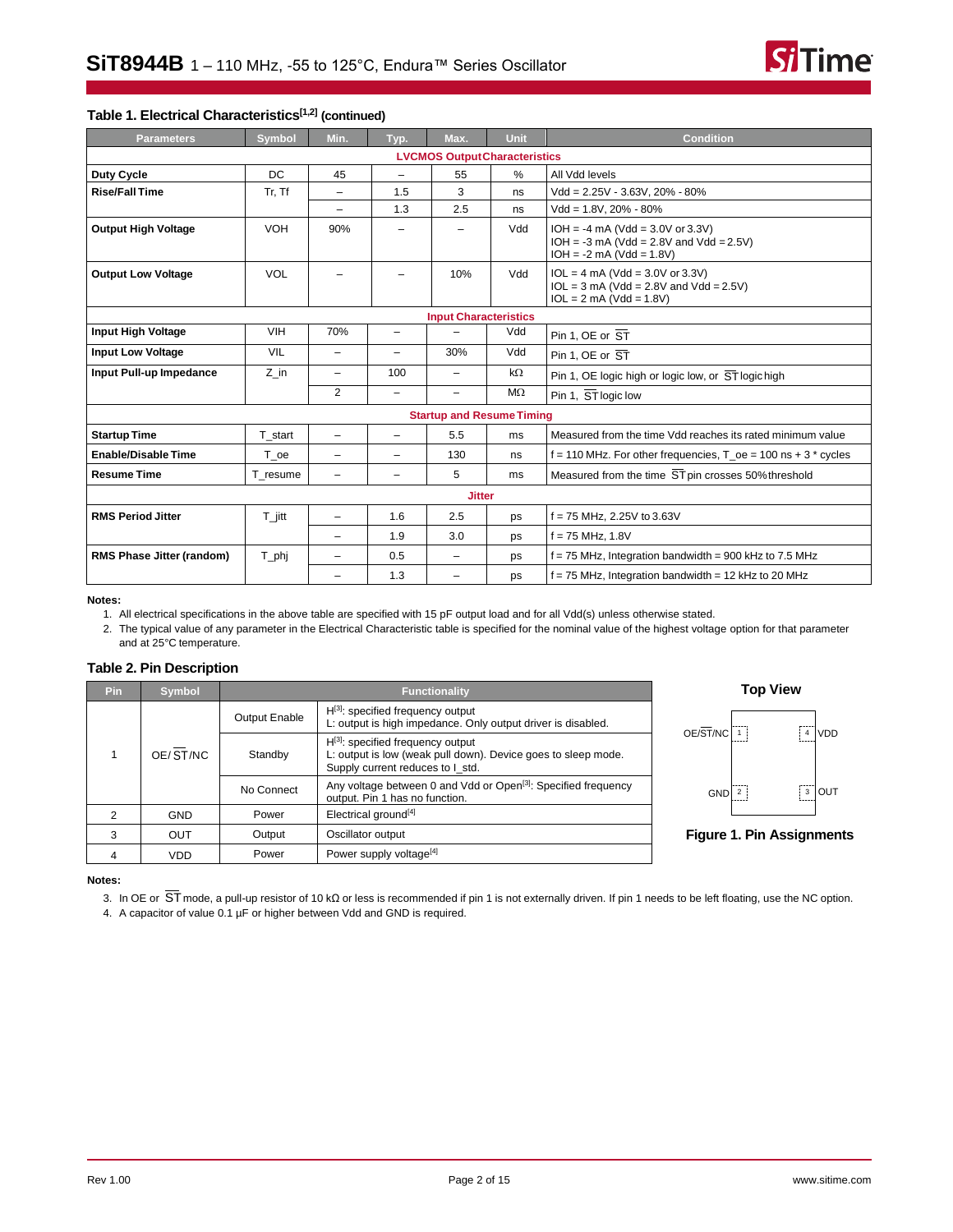## Table 1. Electrical Characteristics[1,2] (continued)

| Parameters | Symbol | Min. | Typ. | Max. | Unit | Condition |
|---|---|---|---|---|---|---|
| **LVCMOS Output Characteristics** | | | | | | |
| **Duty Cycle** | DC | 45 | – | 55 | % | All Vdd levels |
| **Rise/Fall Time** | Tr, Tf | – | 1.5 | 3 | ns | Vdd = 2.25V - 3.63V, 20% - 80% |
| | | – | 1.3 | 2.5 | ns | Vdd = 1.8V, 20% - 80% |
| **Output High Voltage** | VOH | 90% | – | – | Vdd | IOH = -4 mA (Vdd = 3.0V or 3.3V)<br>IOH = -3 mA (Vdd = 2.8V and Vdd = 2.5V)<br>IOH = -2 mA (Vdd = 1.8V) |
| **Output Low Voltage** | VOL | – | – | 10% | Vdd | IOL = 4 mA (Vdd = 3.0V or 3.3V)<br>IOL = 3 mA (Vdd = 2.8V and Vdd = 2.5V)<br>IOL = 2 mA (Vdd = 1.8V) |
| **Input Characteristics** | | | | | | |
| **Input High Voltage** | VIH | 70% | – | – | Vdd | Pin 1, OE or $\overline{ST}$ |
| **Input Low Voltage** | VIL | – | – | 30% | Vdd | Pin 1, OE or $\overline{ST}$ |
| **Input Pull-up Impedance** | Z_in | – | 100 | – | kΩ | Pin 1, OE logic high or logic low, or $\overline{ST}$ logic high |
| | | 2 | – | – | MΩ | Pin 1, $\overline{ST}$ logic low |
| **Startup and Resume Timing** | | | | | | |
| **Startup Time** | T_start | – | – | 5.5 | ms | Measured from the time Vdd reaches its rated minimum value |
| **Enable/Disable Time** | T_oe | – | – | 130 | ns | f = 110 MHz. For other frequencies, T_oe = 100 ns + 3 * cycles |
| **Resume Time** | T_resume | – | – | 5 | ms | Measured from the time $\overline{ST}$ pin crosses 50% threshold |
| **Jitter** | | | | | | |
| **RMS Period Jitter** | T_jitt | – | 1.6 | 2.5 | ps | f = 75 MHz, 2.25V to 3.63V |
| | | – | 1.9 | 3.0 | ps | f = 75 MHz, 1.8V |
| **RMS Phase Jitter (random)** | T_phj | – | 0.5 | – | ps | f = 75 MHz, Integration bandwidth = 900 kHz to 7.5 MHz |
| | | – | 1.3 | – | ps | f = 75 MHz, Integration bandwidth = 12 kHz to 20 MHz |

**Notes:**

1. All electrical specifications in the above table are specified with 15 pF output load and for all Vdd(s) unless otherwise stated.
2. The typical value of any parameter in the Electrical Characteristic table is specified for the nominal value of the highest voltage option for that parameter and at 25°C temperature.

## Table 2. Pin Description

| Pin | Symbol | Functionality | |
|---|---|---|---|
| 1 | OE/$\overline{ST}$/NC | Output Enable | H[3]: specified frequency output<br>L: output is high impedance. Only output driver is disabled. |
| | | Standby | H[3]: specified frequency output<br>L: output is low (weak pull down). Device goes to sleep mode. Supply current reduces to I_std. |
| | | No Connect | Any voltage between 0 and Vdd or Open[3]: Specified frequency output. Pin 1 has no function. |
| 2 | GND | Power | Electrical ground[4] |
| 3 | OUT | Output | Oscillator output |
| 4 | VDD | Power | Power supply voltage[4] |

**Top View**

| | | |
|---|---|---|
| OE/$\overline{ST}$/NC | 1 | 4 VDD |
| GND | 2 | 3 OUT |

**Figure 1. Pin Assignments**

**Notes:**

3. In OE or $\overline{ST}$ mode, a pull-up resistor of 10 kΩ or less is recommended if pin 1 is not externally driven. If pin 1 needs to be left floating, use the NC option.
4. A capacitor of value 0.1 µF or higher between Vdd and GND is required.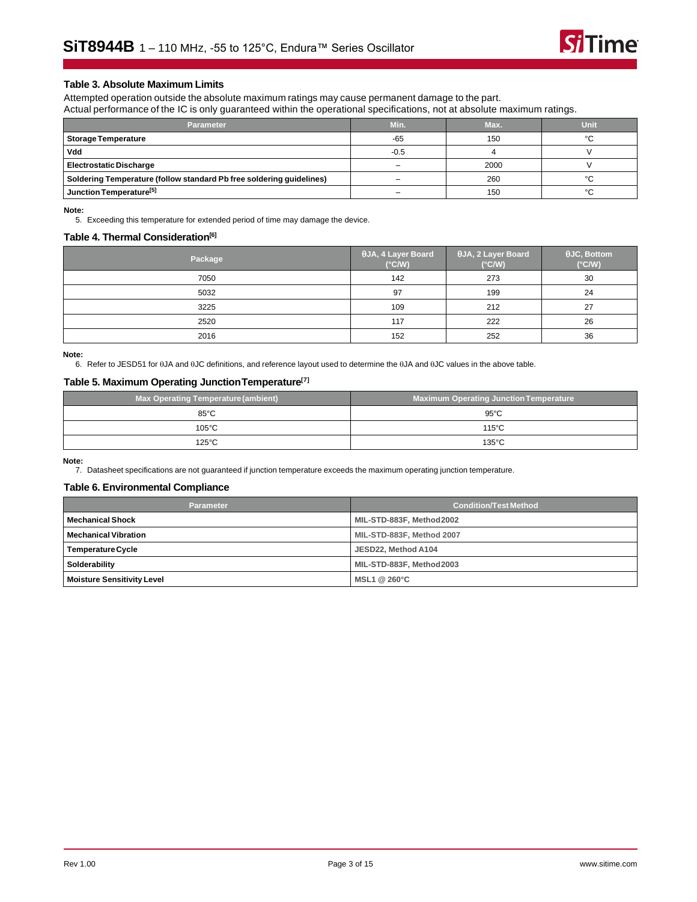### Table 3. Absolute Maximum Limits

Attempted operation outside the absolute maximum ratings may cause permanent damage to the part.
Actual performance of the IC is only guaranteed within the operational specifications, not at absolute maximum ratings.

| Parameter | Min. | Max. | Unit |
|---|---|---|---|
| **Storage Temperature** | -65 | 150 | °C |
| **Vdd** | -0.5 | 4 | V |
| **Electrostatic Discharge** | – | 2000 | V |
| **Soldering Temperature (follow standard Pb free soldering guidelines)** | – | 260 | °C |
| **Junction Temperature[5]** | – | 150 | °C |

**Note:**

5. Exceeding this temperature for extended period of time may damage the device.

### Table 4. Thermal Consideration[6]

| Package | θJA, 4 Layer Board (°C/W) | θJA, 2 Layer Board (°C/W) | θJC, Bottom (°C/W) |
|---|---|---|---|
| 7050 | 142 | 273 | 30 |
| 5032 | 97 | 199 | 24 |
| 3225 | 109 | 212 | 27 |
| 2520 | 117 | 222 | 26 |
| 2016 | 152 | 252 | 36 |

**Note:**

6. Refer to JESD51 for θJA and θJC definitions, and reference layout used to determine the θJA and θJC values in the above table.

### Table 5. Maximum Operating Junction Temperature[7]

| Max Operating Temperature (ambient) | Maximum Operating Junction Temperature |
|---|---|
| 85°C | 95°C |
| 105°C | 115°C |
| 125°C | 135°C |

**Note:**

7. Datasheet specifications are not guaranteed if junction temperature exceeds the maximum operating junction temperature.

### Table 6. Environmental Compliance

| Parameter | Condition/Test Method |
|---|---|
| **Mechanical Shock** | MIL-STD-883F, Method 2002 |
| **Mechanical Vibration** | MIL-STD-883F, Method 2007 |
| **Temperature Cycle** | JESD22, Method A104 |
| **Solderability** | MIL-STD-883F, Method 2003 |
| **Moisture Sensitivity Level** | MSL1 @ 260°C |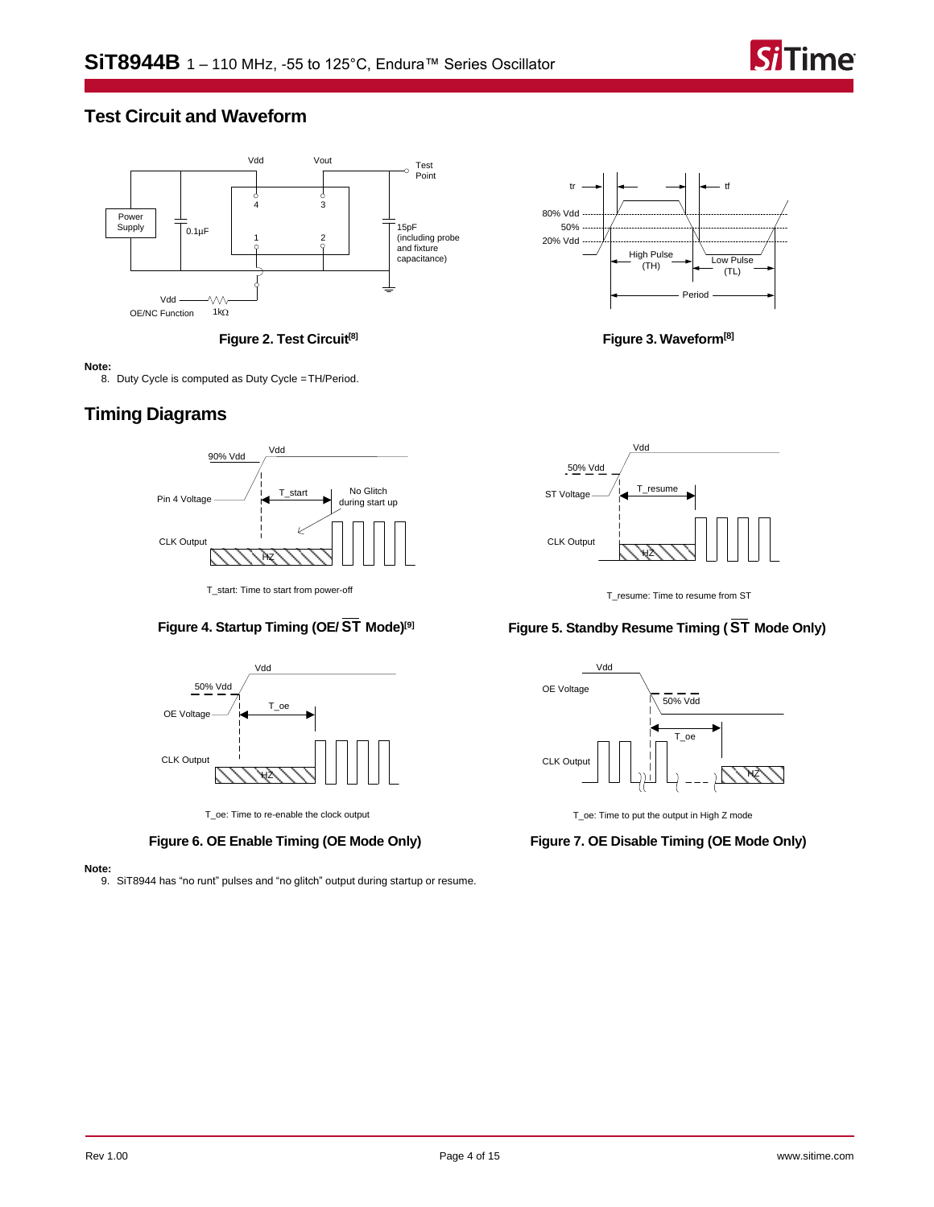## Test Circuit and Waveform

Figure 2. Test Circuit[8]

Figure 3. Waveform[8]

**Note:**

8. Duty Cycle is computed as Duty Cycle = TH/Period.

## Timing Diagrams

T_start: Time to start from power-off

Figure 4. Startup Timing (OE/ $\overline{ST}$ Mode)[9]

T_resume: Time to resume from ST

Figure 5. Standby Resume Timing ( $\overline{ST}$ Mode Only)

T_oe: Time to re-enable the clock output

Figure 6. OE Enable Timing (OE Mode Only)

T_oe: Time to put the output in High Z mode

Figure 7. OE Disable Timing (OE Mode Only)

**Note:**

9. SiT8944 has "no runt" pulses and "no glitch" output during startup or resume.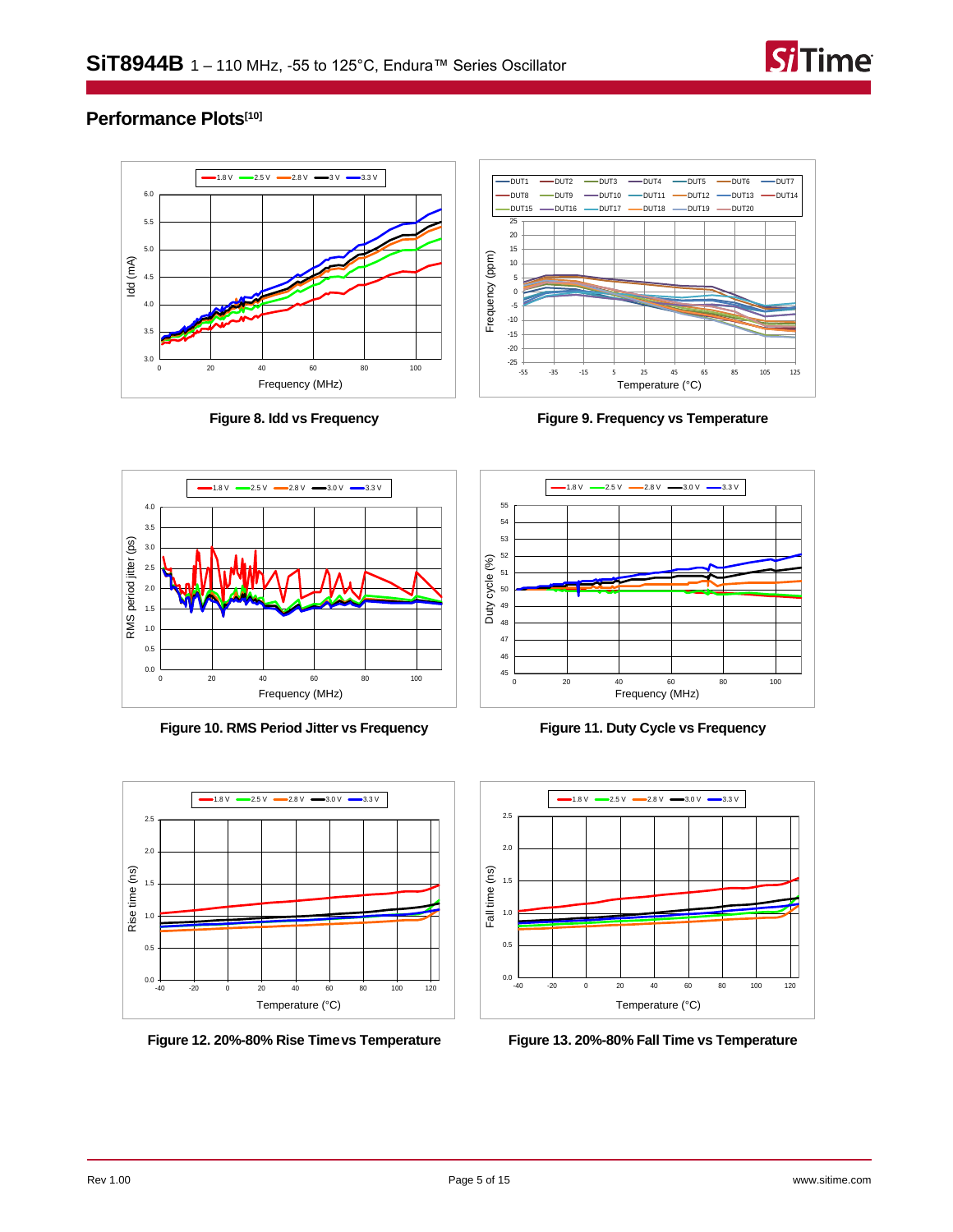## Performance Plots[10]

Figure 8. Idd vs Frequency

Figure 9. Frequency vs Temperature

Figure 10. RMS Period Jitter vs Frequency

Figure 11. Duty Cycle vs Frequency

Figure 12. 20%-80% Rise Time vs Temperature

Figure 13. 20%-80% Fall Time vs Temperature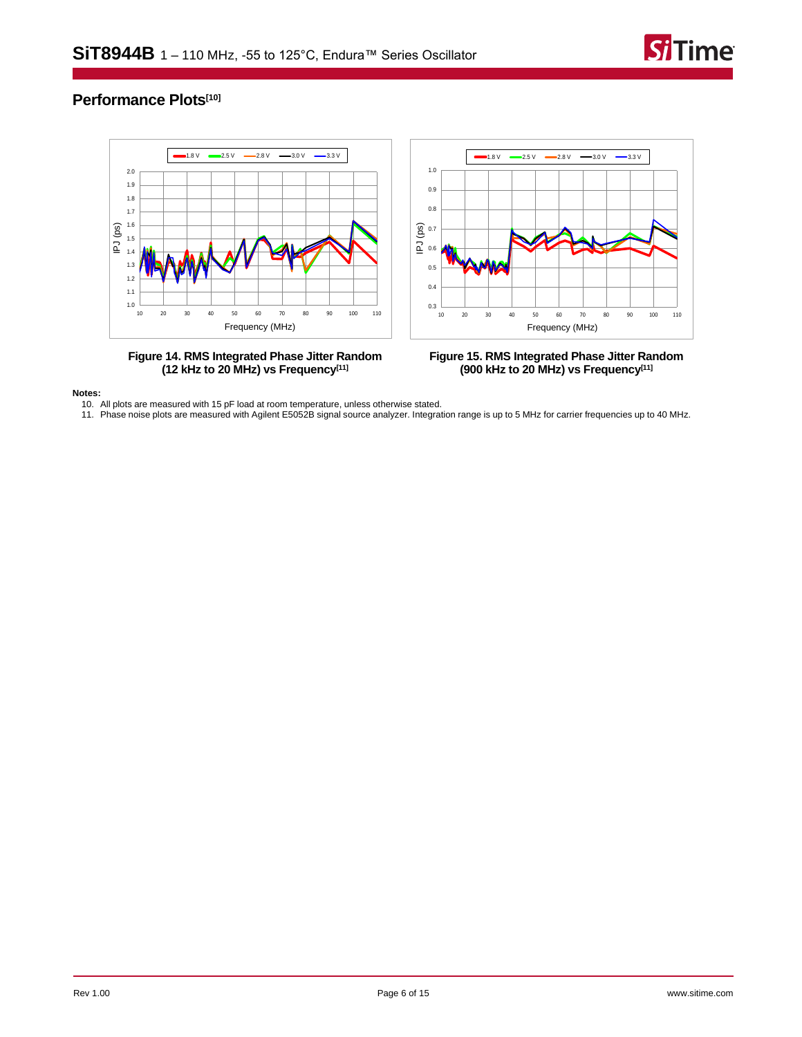## Performance Plots[10]

**Figure 14. RMS Integrated Phase Jitter Random (12 kHz to 20 MHz) vs Frequency[11]**

**Figure 15. RMS Integrated Phase Jitter Random (900 kHz to 20 MHz) vs Frequency[11]**

**Notes:**

10. All plots are measured with 15 pF load at room temperature, unless otherwise stated.
11. Phase noise plots are measured with Agilent E5052B signal source analyzer. Integration range is up to 5 MHz for carrier frequencies up to 40 MHz.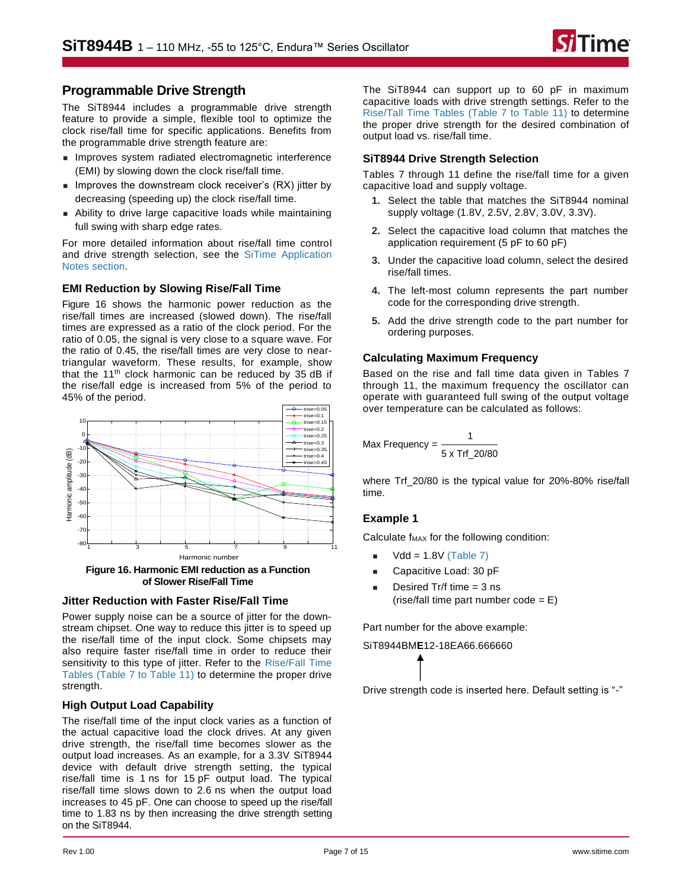## Programmable Drive Strength

The SiT8944 includes a programmable drive strength feature to provide a simple, flexible tool to optimize the clock rise/fall time for specific applications. Benefits from the programmable drive strength feature are:

- Improves system radiated electromagnetic interference (EMI) by slowing down the clock rise/fall time.
- Improves the downstream clock receiver's (RX) jitter by decreasing (speeding up) the clock rise/fall time.
- Ability to drive large capacitive loads while maintaining full swing with sharp edge rates.

For more detailed information about rise/fall time control and drive strength selection, see the SiTime Application Notes section.

### EMI Reduction by Slowing Rise/Fall Time

Figure 16 shows the harmonic power reduction as the rise/fall times are increased (slowed down). The rise/fall times are expressed as a ratio of the clock period. For the ratio of 0.05, the signal is very close to a square wave. For the ratio of 0.45, the rise/fall times are very close to near-triangular waveform. These results, for example, show that the 11th clock harmonic can be reduced by 35 dB if the rise/fall edge is increased from 5% of the period to 45% of the period.

**Figure 16. Harmonic EMI reduction as a Function of Slower Rise/Fall Time**

### Jitter Reduction with Faster Rise/Fall Time

Power supply noise can be a source of jitter for the downstream chipset. One way to reduce this jitter is to speed up the rise/fall time of the input clock. Some chipsets may also require faster rise/fall time in order to reduce their sensitivity to this type of jitter. Refer to the Rise/Fall Time Tables (Table 7 to Table 11) to determine the proper drive strength.

### High Output Load Capability

The rise/fall time of the input clock varies as a function of the actual capacitive load the clock drives. At any given drive strength, the rise/fall time becomes slower as the output load increases. As an example, for a 3.3V SiT8944 device with default drive strength setting, the typical rise/fall time is 1 ns for 15 pF output load. The typical rise/fall time slows down to 2.6 ns when the output load increases to 45 pF. One can choose to speed up the rise/fall time to 1.83 ns by then increasing the drive strength setting on the SiT8944.

The SiT8944 can support up to 60 pF in maximum capacitive loads with drive strength settings. Refer to the Rise/Tall Time Tables (Table 7 to Table 11) to determine the proper drive strength for the desired combination of output load vs. rise/fall time.

### SiT8944 Drive Strength Selection

Tables 7 through 11 define the rise/fall time for a given capacitive load and supply voltage.

1. Select the table that matches the SiT8944 nominal supply voltage (1.8V, 2.5V, 2.8V, 3.0V, 3.3V).
2. Select the capacitive load column that matches the application requirement (5 pF to 60 pF)
3. Under the capacitive load column, select the desired rise/fall times.
4. The left-most column represents the part number code for the corresponding drive strength.
5. Add the drive strength code to the part number for ordering purposes.

### Calculating Maximum Frequency

Based on the rise and fall time data given in Tables 7 through 11, the maximum frequency the oscillator can operate with guaranteed full swing of the output voltage over temperature can be calculated as follows:

$$\text{Max Frequency} = \frac{1}{5 \times \text{Trf\_20/80}}$$

where Trf_20/80 is the typical value for 20%-80% rise/fall time.

### Example 1

Calculate $f_{MAX}$ for the following condition:

- Vdd = 1.8V (Table 7)
- Capacitive Load: 30 pF
- Desired Tr/f time = 3 ns
  (rise/fall time part number code = E)

Part number for the above example:

SiT8944BM**E**12-18EA66.666660

Drive strength code is inserted here. Default setting is "-"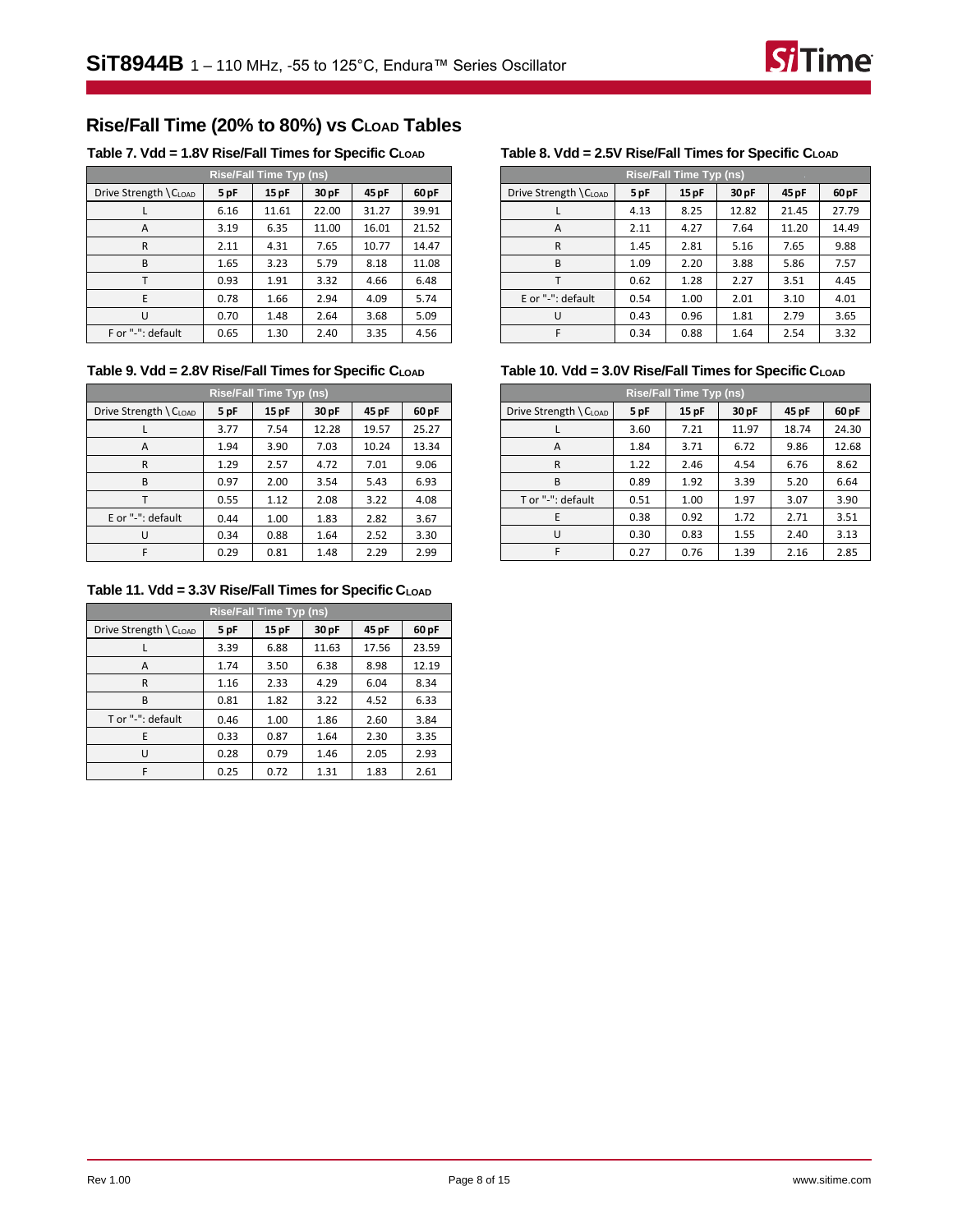## Rise/Fall Time (20% to 80%) vs $C_{LOAD}$ Tables

**Table 7. Vdd = 1.8V Rise/Fall Times for Specific $C_{LOAD}$**

| Rise/Fall Time Typ (ns) | | | | | |
|---|---|---|---|---|---|
| Drive Strength \ $C_{LOAD}$ | 5 pF | 15 pF | 30 pF | 45 pF | 60 pF |
| L | 6.16 | 11.61 | 22.00 | 31.27 | 39.91 |
| A | 3.19 | 6.35 | 11.00 | 16.01 | 21.52 |
| R | 2.11 | 4.31 | 7.65 | 10.77 | 14.47 |
| B | 1.65 | 3.23 | 5.79 | 8.18 | 11.08 |
| T | 0.93 | 1.91 | 3.32 | 4.66 | 6.48 |
| E | 0.78 | 1.66 | 2.94 | 4.09 | 5.74 |
| U | 0.70 | 1.48 | 2.64 | 3.68 | 5.09 |
| F or "-": default | 0.65 | 1.30 | 2.40 | 3.35 | 4.56 |

**Table 8. Vdd = 2.5V Rise/Fall Times for Specific $C_{LOAD}$**

| Rise/Fall Time Typ (ns) | | | | | |
|---|---|---|---|---|---|
| Drive Strength \ $C_{LOAD}$ | 5 pF | 15 pF | 30 pF | 45 pF | 60 pF |
| L | 4.13 | 8.25 | 12.82 | 21.45 | 27.79 |
| A | 2.11 | 4.27 | 7.64 | 11.20 | 14.49 |
| R | 1.45 | 2.81 | 5.16 | 7.65 | 9.88 |
| B | 1.09 | 2.20 | 3.88 | 5.86 | 7.57 |
| T | 0.62 | 1.28 | 2.27 | 3.51 | 4.45 |
| E or "-": default | 0.54 | 1.00 | 2.01 | 3.10 | 4.01 |
| U | 0.43 | 0.96 | 1.81 | 2.79 | 3.65 |
| F | 0.34 | 0.88 | 1.64 | 2.54 | 3.32 |

**Table 9. Vdd = 2.8V Rise/Fall Times for Specific $C_{LOAD}$**

| Rise/Fall Time Typ (ns) | | | | | |
|---|---|---|---|---|---|
| Drive Strength \ $C_{LOAD}$ | 5 pF | 15 pF | 30 pF | 45 pF | 60 pF |
| L | 3.77 | 7.54 | 12.28 | 19.57 | 25.27 |
| A | 1.94 | 3.90 | 7.03 | 10.24 | 13.34 |
| R | 1.29 | 2.57 | 4.72 | 7.01 | 9.06 |
| B | 0.97 | 2.00 | 3.54 | 5.43 | 6.93 |
| T | 0.55 | 1.12 | 2.08 | 3.22 | 4.08 |
| E or "-": default | 0.44 | 1.00 | 1.83 | 2.82 | 3.67 |
| U | 0.34 | 0.88 | 1.64 | 2.52 | 3.30 |
| F | 0.29 | 0.81 | 1.48 | 2.29 | 2.99 |

**Table 10. Vdd = 3.0V Rise/Fall Times for Specific $C_{LOAD}$**

| Rise/Fall Time Typ (ns) | | | | | |
|---|---|---|---|---|---|
| Drive Strength \ $C_{LOAD}$ | 5 pF | 15 pF | 30 pF | 45 pF | 60 pF |
| L | 3.60 | 7.21 | 11.97 | 18.74 | 24.30 |
| A | 1.84 | 3.71 | 6.72 | 9.86 | 12.68 |
| R | 1.22 | 2.46 | 4.54 | 6.76 | 8.62 |
| B | 0.89 | 1.92 | 3.39 | 5.20 | 6.64 |
| T or "-": default | 0.51 | 1.00 | 1.97 | 3.07 | 3.90 |
| E | 0.38 | 0.92 | 1.72 | 2.71 | 3.51 |
| U | 0.30 | 0.83 | 1.55 | 2.40 | 3.13 |
| F | 0.27 | 0.76 | 1.39 | 2.16 | 2.85 |

**Table 11. Vdd = 3.3V Rise/Fall Times for Specific $C_{LOAD}$**

| Rise/Fall Time Typ (ns) | | | | | |
|---|---|---|---|---|---|
| Drive Strength \ $C_{LOAD}$ | 5 pF | 15 pF | 30 pF | 45 pF | 60 pF |
| L | 3.39 | 6.88 | 11.63 | 17.56 | 23.59 |
| A | 1.74 | 3.50 | 6.38 | 8.98 | 12.19 |
| R | 1.16 | 2.33 | 4.29 | 6.04 | 8.34 |
| B | 0.81 | 1.82 | 3.22 | 4.52 | 6.33 |
| T or "-": default | 0.46 | 1.00 | 1.86 | 2.60 | 3.84 |
| E | 0.33 | 0.87 | 1.64 | 2.30 | 3.35 |
| U | 0.28 | 0.79 | 1.46 | 2.05 | 2.93 |
| F | 0.25 | 0.72 | 1.31 | 1.83 | 2.61 |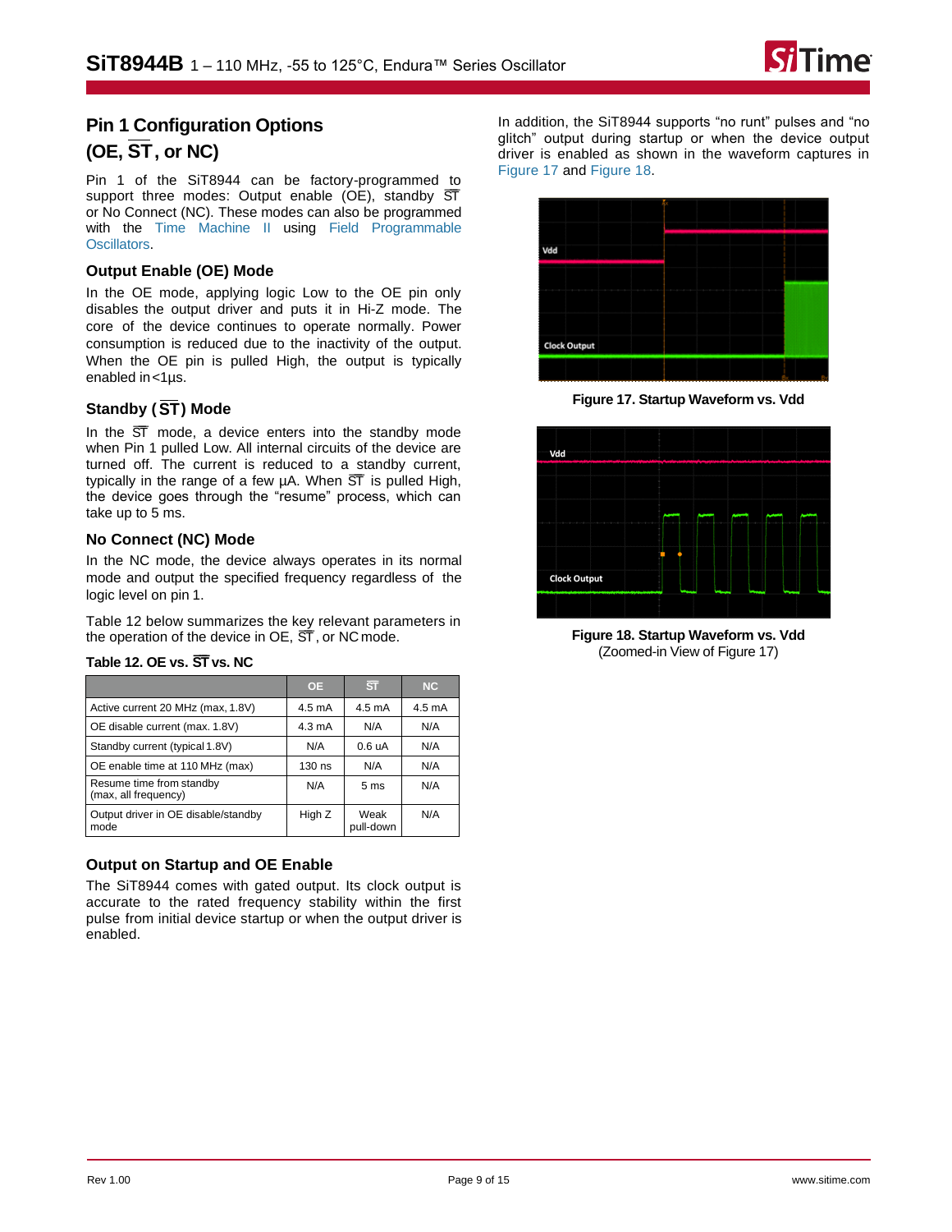## Pin 1 Configuration Options (OE, $\overline{ST}$, or NC)

Pin 1 of the SiT8944 can be factory-programmed to support three modes: Output enable (OE), standby $\overline{ST}$ or No Connect (NC). These modes can also be programmed with the Time Machine II using Field Programmable Oscillators.

### Output Enable (OE) Mode

In the OE mode, applying logic Low to the OE pin only disables the output driver and puts it in Hi-Z mode. The core of the device continues to operate normally. Power consumption is reduced due to the inactivity of the output. When the OE pin is pulled High, the output is typically enabled in <1µs.

### Standby ($\overline{ST}$) Mode

In the $\overline{ST}$ mode, a device enters into the standby mode when Pin 1 pulled Low. All internal circuits of the device are turned off. The current is reduced to a standby current, typically in the range of a few µA. When $\overline{ST}$ is pulled High, the device goes through the "resume" process, which can take up to 5 ms.

### No Connect (NC) Mode

In the NC mode, the device always operates in its normal mode and output the specified frequency regardless of the logic level on pin 1.

Table 12 below summarizes the key relevant parameters in the operation of the device in OE, $\overline{ST}$, or NC mode.

**Table 12. OE vs. $\overline{ST}$ vs. NC**

| | OE | $\overline{ST}$ | NC |
|---|---|---|---|
| Active current 20 MHz (max, 1.8V) | 4.5 mA | 4.5 mA | 4.5 mA |
| OE disable current (max. 1.8V) | 4.3 mA | N/A | N/A |
| Standby current (typical 1.8V) | N/A | 0.6 uA | N/A |
| OE enable time at 110 MHz (max) | 130 ns | N/A | N/A |
| Resume time from standby (max, all frequency) | N/A | 5 ms | N/A |
| Output driver in OE disable/standby mode | High Z | Weak pull-down | N/A |

### Output on Startup and OE Enable

The SiT8944 comes with gated output. Its clock output is accurate to the rated frequency stability within the first pulse from initial device startup or when the output driver is enabled.

In addition, the SiT8944 supports "no runt" pulses and "no glitch" output during startup or when the device output driver is enabled as shown in the waveform captures in Figure 17 and Figure 18.

**Figure 17. Startup Waveform vs. Vdd**

**Figure 18. Startup Waveform vs. Vdd**
(Zoomed-in View of Figure 17)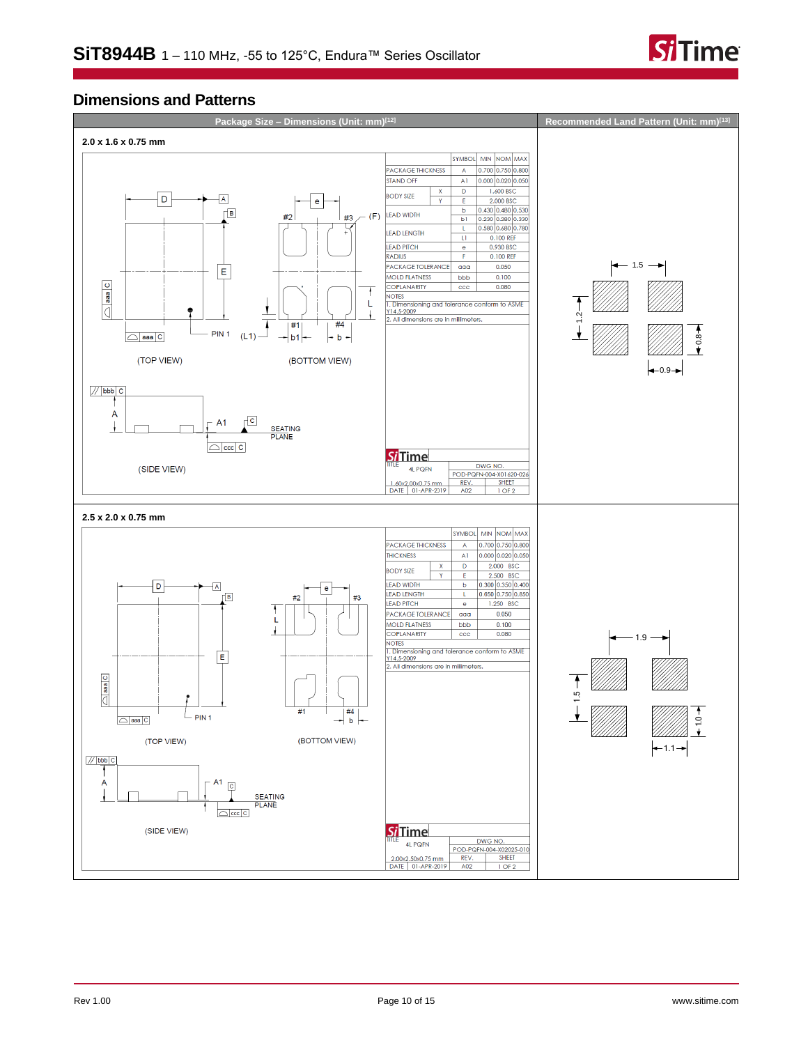## Dimensions and Patterns

| Package Size – Dimensions (Unit: mm)[12] | Recommended Land Pattern (Unit: mm)[13] |
|---|---|

### 2.0 x 1.6 x 0.75 mm

| | SYMBOL | MIN | NOM | MAX |
|---|---|---|---|---|
| PACKAGE THICKNESS | A | 0.700 | 0.750 | 0.800 |
| STAND OFF | A1 | 0.000 | 0.020 | 0.050 |
| BODY SIZE X | D | | 1.600 BSC | |
| BODY SIZE Y | E | | 2.000 BSC | |
| LEAD WIDTH | b | 0.430 | 0.480 | 0.530 |
| | b1 | 0.230 | 0.280 | 0.330 |
| LEAD LENGTH | L | 0.580 | 0.680 | 0.780 |
| | L1 | | 0.100 REF | |
| LEAD PITCH | e | | 0.930 BSC | |
| RADIUS | F | | 0.100 REF | |
| PACKAGE TOLERANCE | aaa | | 0.050 | |
| MOLD FLATNESS | bbb | | 0.100 | |
| COPLANARITY | ccc | | 0.080 | |

NOTES
1. Dimensioning and tolerance conform to ASME Y14.5-2009
2. All dimensions are in millimeters.

TITLE: 4L PQFN, 1.60x2.00x0.75 mm; DWG NO. POD-PQFN-004-X01620-026; REV. A02; SHEET 1 OF 2; DATE 01-APR-2019

(TOP VIEW) (BOTTOM VIEW) (SIDE VIEW)

Recommended land pattern: 1.5, 1.2, 0.8, 0.9

### 2.5 x 2.0 x 0.75 mm

| | SYMBOL | MIN | NOM | MAX |
|---|---|---|---|---|
| PACKAGE THICKNESS | A | 0.700 | 0.750 | 0.800 |
| THICKNESS | A1 | 0.000 | 0.020 | 0.050 |
| BODY SIZE X | D | | 2.000 BSC | |
| BODY SIZE Y | E | | 2.500 BSC | |
| LEAD WIDTH | b | 0.300 | 0.350 | 0.400 |
| LEAD LENGTH | L | 0.650 | 0.750 | 0.850 |
| LEAD PITCH | e | | 1.250 BSC | |
| PACKAGE TOLERANCE | aaa | | 0.050 | |
| MOLD FLATNESS | bbb | | 0.100 | |
| COPLANARITY | ccc | | 0.080 | |

NOTES
1. Dimensioning and tolerance conform to ASME Y14.5-2009
2. All dimensions are in millimeters.

TITLE: 4L PQFN, 2.00x2.50x0.75 mm; DWG NO. POD-PQFN-004-X02025-010; REV. A02; SHEET 1 OF 2; DATE 01-APR-2019

(TOP VIEW) (BOTTOM VIEW) (SIDE VIEW)

Recommended land pattern: 1.9, 1.5, 1.0, 1.1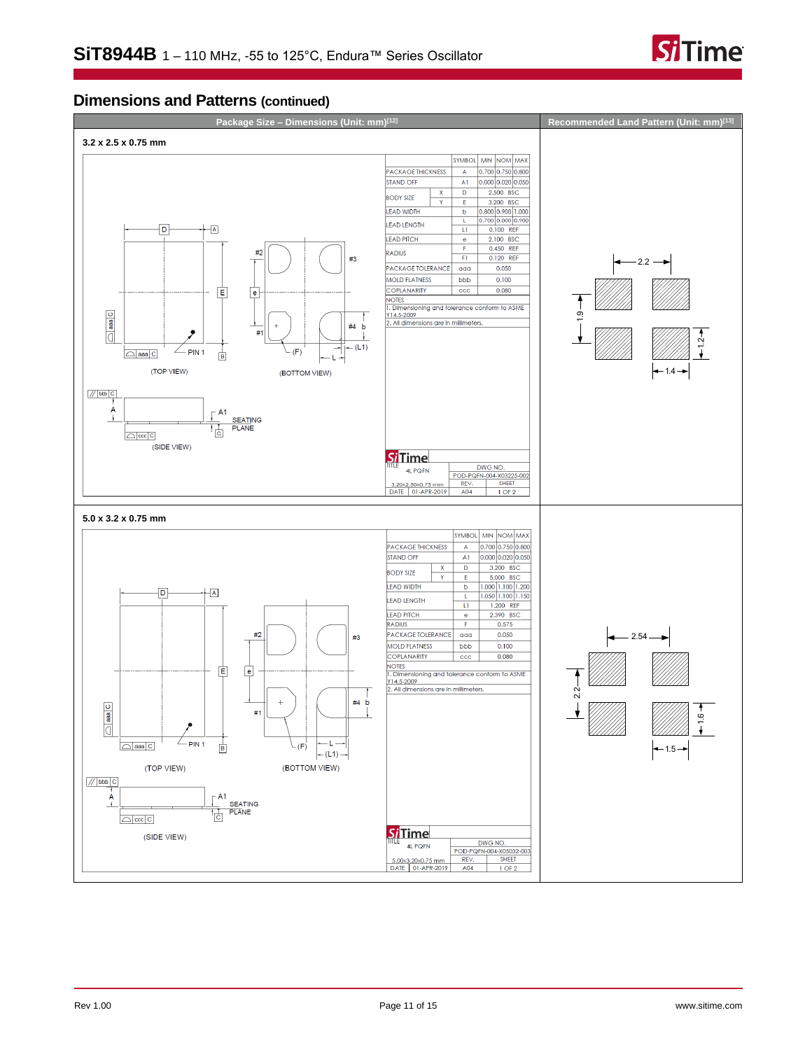## Dimensions and Patterns (continued)

| Package Size – Dimensions (Unit: mm)[12] | Recommended Land Pattern (Unit: mm)[13] |
|---|---|

### 3.2 x 2.5 x 0.75 mm

| | SYMBOL | MIN | NOM | MAX |
|---|---|---|---|---|
| PACKAGE THICKNESS | A | 0.700 | 0.750 | 0.800 |
| STAND OFF | A1 | 0.000 | 0.020 | 0.050 |
| BODY SIZE X | D | | 2.500 BSC | |
| BODY SIZE Y | E | | 3.200 BSC | |
| LEAD WIDTH | b | 0.800 | 0.900 | 1.000 |
| LEAD LENGTH | L | 0.700 | 0.800 | 0.900 |
| | L1 | | 0.100 REF | |
| LEAD PITCH | e | | 2.100 BSC | |
| RADIUS | F | | 0.450 REF | |
| | F1 | | 0.120 REF | |
| PACKAGE TOLERANCE | aaa | | 0.050 | |
| MOLD FLATNESS | bbb | | 0.100 | |
| COPLANARITY | ccc | | 0.080 | |

NOTES
1. Dimensioning and tolerance conform to ASME Y14.5-2009
2. All dimensions are in millimeters.

TITLE: 4L PQFN, 3.20x2.50x0.75 mm; DWG NO. POD-PQFN-004-X03225-002; REV. A04; SHEET 1 OF 2; DATE 01-APR-2019

(TOP VIEW) (BOTTOM VIEW) (SIDE VIEW)

Recommended land pattern: 2.2, 1.9, 1.2, 1.4

### 5.0 x 3.2 x 0.75 mm

| | SYMBOL | MIN | NOM | MAX |
|---|---|---|---|---|
| PACKAGE THICKNESS | A | 0.700 | 0.750 | 0.800 |
| STAND OFF | A1 | 0.000 | 0.020 | 0.050 |
| BODY SIZE X | D | | 3.200 BSC | |
| BODY SIZE Y | E | | 5.000 BSC | |
| LEAD WIDTH | b | 1.000 | 1.100 | 1.200 |
| LEAD LENGTH | L | 1.050 | 1.100 | 1.150 |
| | L1 | | 1.200 REF | |
| LEAD PITCH | e | | 2.390 BSC | |
| RADIUS | F | | 0.575 | |
| PACKAGE TOLERANCE | aaa | | 0.050 | |
| MOLD FLATNESS | bbb | | 0.100 | |
| COPLANARITY | ccc | | 0.080 | |

NOTES
1. Dimensioning and tolerance conform to ASME Y14.5-2009
2. All dimensions are in millimeters.

TITLE: 4L PQFN, 5.00x3.20x0.75 mm; DWG NO. POD-PQFN-004-X05032-003; REV. A04; SHEET 1 OF 2; DATE 01-APR-2019

(TOP VIEW) (BOTTOM VIEW) (SIDE VIEW)

Recommended land pattern: 2.54, 2.2, 1.6, 1.5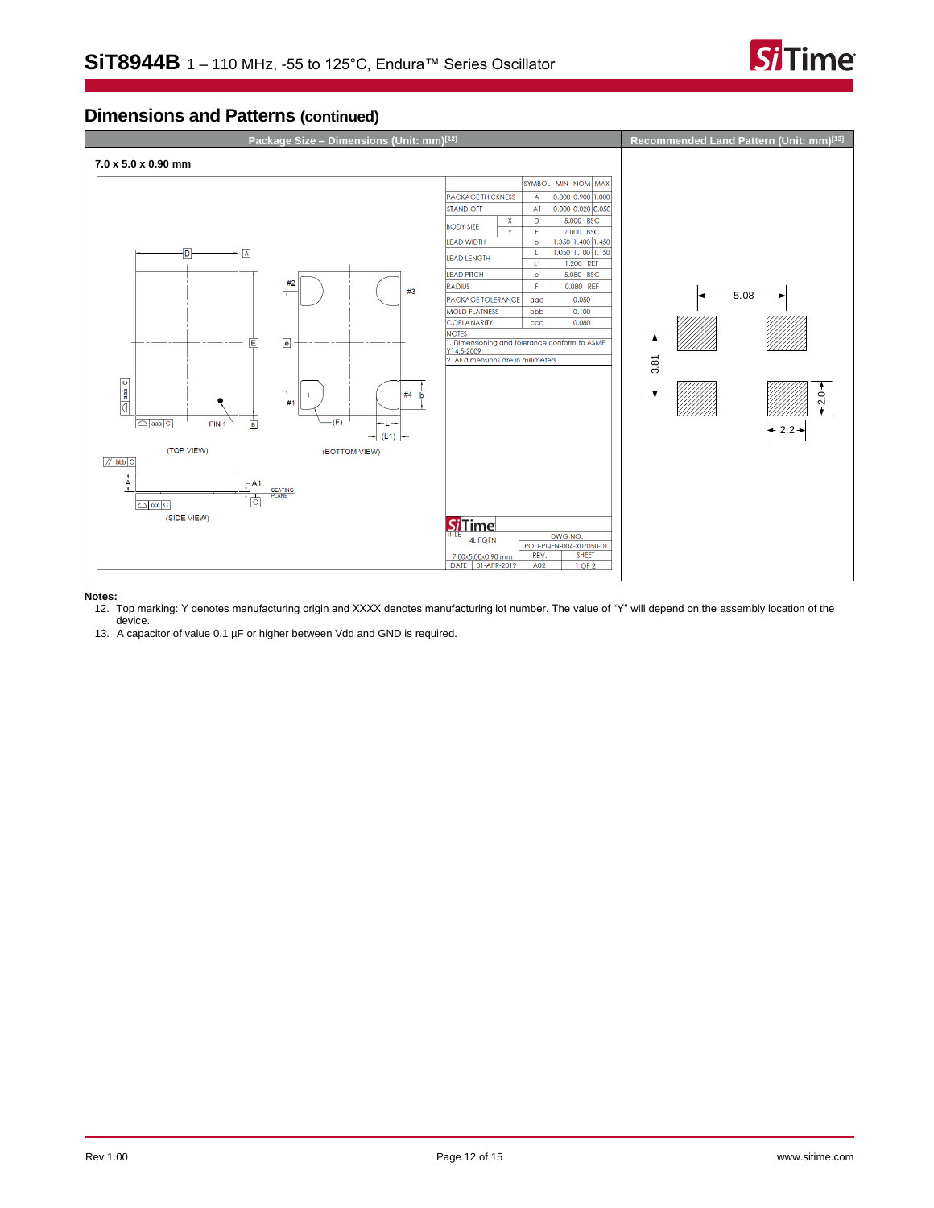## Dimensions and Patterns (continued)

| Package Size – Dimensions (Unit: mm)[12] | Recommended Land Pattern (Unit: mm)[13] |
|---|---|
| 7.0 x 5.0 x 0.90 mm | |

| | | SYMBOL | MIN | NOM | MAX |
|---|---|---|---|---|---|
| PACKAGE THICKNESS | | A | 0.800 | 0.900 | 1.000 |
| STAND OFF | | A1 | 0.000 | 0.020 | 0.050 |
| BODY SIZE | X | D | | 5.000 BSC | |
| | Y | E | | 7.000 BSC | |
| LEAD WIDTH | | b | 1.350 | 1.400 | 1.450 |
| LEAD LENGTH | | L | 1.050 | 1.100 | 1.150 |
| | | L1 | | 1.200 REF | |
| LEAD PITCH | | e | | 5.080 BSC | |
| RADIUS | | F | | 0.080 REF | |
| PACKAGE TOLERANCE | | aaa | | 0.050 | |
| MOLD FLATNESS | | bbb | | 0.100 | |
| COPLANARITY | | ccc | | 0.080 | |

NOTES
1. Dimensioning and tolerance conform to ASME Y14.5-2009
2. All dimensions are in millimeters.

(TOP VIEW) (BOTTOM VIEW) (SIDE VIEW)

TITLE: 4L PQFN 7.00x5.00x0.90 mm; DWG NO. POD-PQFN-004-X07050-011; REV. A02; SHEET 1 OF 2; DATE 01-APR-2019

Recommended land pattern: 5.08, 3.81, 2.0, 2.2

**Notes:**

12. Top marking: Y denotes manufacturing origin and XXXX denotes manufacturing lot number. The value of "Y" will depend on the assembly location of the device.
13. A capacitor of value 0.1 µF or higher between Vdd and GND is required.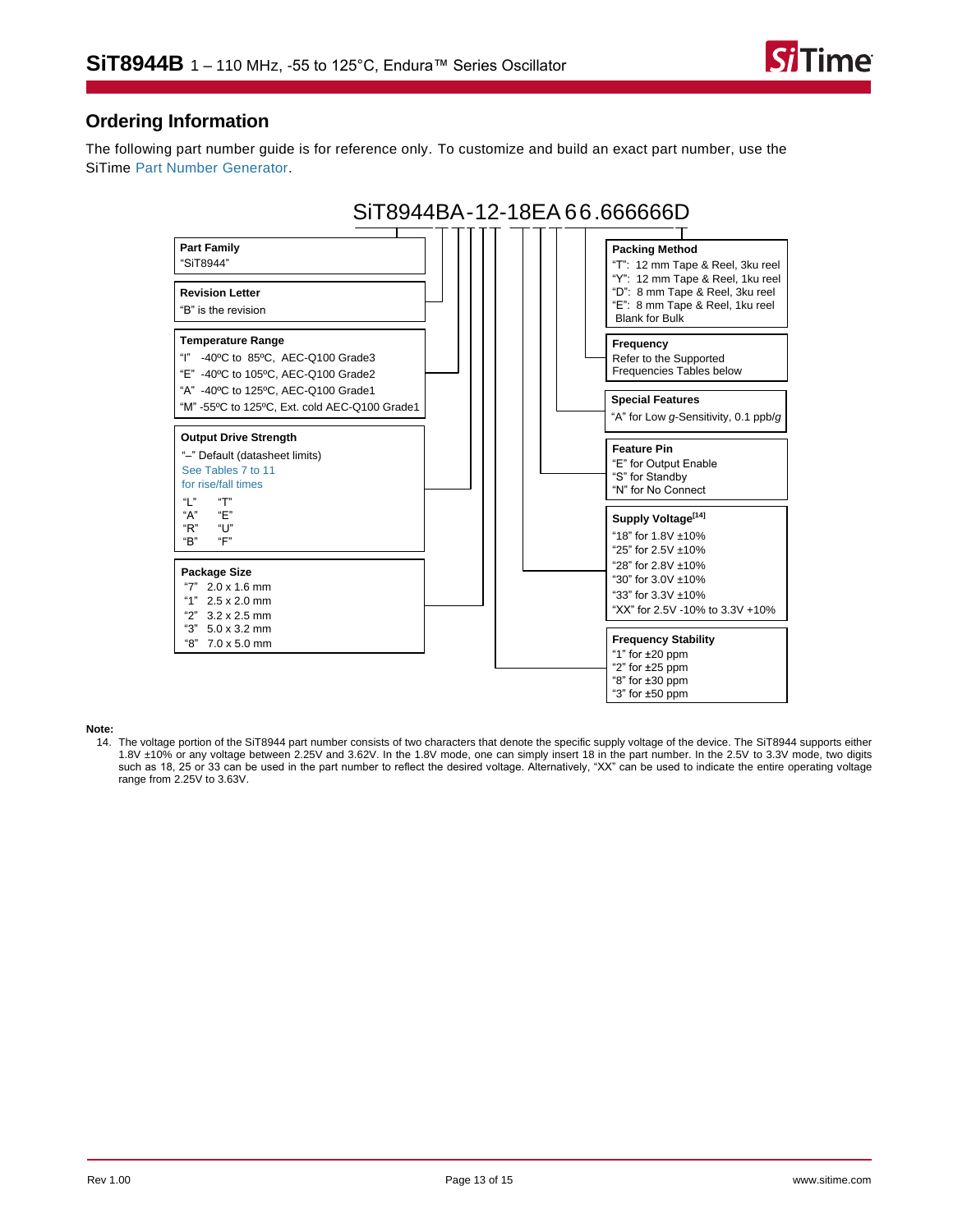## Ordering Information

The following part number guide is for reference only. To customize and build an exact part number, use the SiTime Part Number Generator.

**SiT8944BA-12-18EA 66.666666D**

**Part Family**
"SiT8944"

**Revision Letter**
"B" is the revision

**Temperature Range**
"I" -40ºC to 85ºC, AEC-Q100 Grade3
"E" -40ºC to 105ºC, AEC-Q100 Grade2
"A" -40ºC to 125ºC, AEC-Q100 Grade1
"M" -55ºC to 125ºC, Ext. cold AEC-Q100 Grade1

**Output Drive Strength**
"–" Default (datasheet limits)
See Tables 7 to 11 for rise/fall times

| | |
|---|---|
| "L" | "T" |
| "A" | "E" |
| "R" | "U" |
| "B" | "F" |

**Package Size**
"7" 2.0 x 1.6 mm
"1" 2.5 x 2.0 mm
"2" 3.2 x 2.5 mm
"3" 5.0 x 3.2 mm
"8" 7.0 x 5.0 mm

**Packing Method**
"T": 12 mm Tape & Reel, 3ku reel
"Y": 12 mm Tape & Reel, 1ku reel
"D": 8 mm Tape & Reel, 3ku reel
"E": 8 mm Tape & Reel, 1ku reel
Blank for Bulk

**Frequency**
Refer to the Supported Frequencies Tables below

**Special Features**
"A" for Low *g*-Sensitivity, 0.1 ppb/*g*

**Feature Pin**
"E" for Output Enable
"S" for Standby
"N" for No Connect

**Supply Voltage**[14]
"18" for 1.8V ±10%
"25" for 2.5V ±10%
"28" for 2.8V ±10%
"30" for 3.0V ±10%
"33" for 3.3V ±10%
"XX" for 2.5V -10% to 3.3V +10%

**Frequency Stability**
"1" for ±20 ppm
"2" for ±25 ppm
"8" for ±30 ppm
"3" for ±50 ppm

**Note:**

14. The voltage portion of the SiT8944 part number consists of two characters that denote the specific supply voltage of the device. The SiT8944 supports either 1.8V ±10% or any voltage between 2.25V and 3.62V. In the 1.8V mode, one can simply insert 18 in the part number. In the 2.5V to 3.3V mode, two digits such as 18, 25 or 33 can be used in the part number to reflect the desired voltage. Alternatively, "XX" can be used to indicate the entire operating voltage range from 2.25V to 3.63V.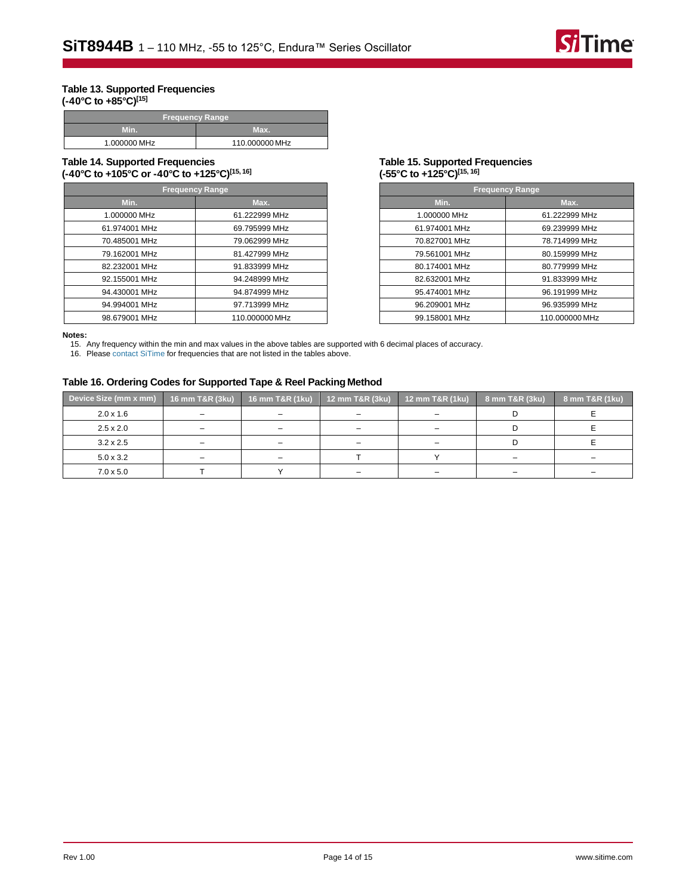**Table 13. Supported Frequencies (-40°C to +85°C)[15]**

| Frequency Range | |
|---|---|
| **Min.** | **Max.** |
| 1.000000 MHz | 110.000000 MHz |

**Table 14. Supported Frequencies (-40°C to +105°C or -40°C to +125°C)[15, 16]**

| Frequency Range | |
|---|---|
| **Min.** | **Max.** |
| 1.000000 MHz | 61.222999 MHz |
| 61.974001 MHz | 69.795999 MHz |
| 70.485001 MHz | 79.062999 MHz |
| 79.162001 MHz | 81.427999 MHz |
| 82.232001 MHz | 91.833999 MHz |
| 92.155001 MHz | 94.248999 MHz |
| 94.430001 MHz | 94.874999 MHz |
| 94.994001 MHz | 97.713999 MHz |
| 98.679001 MHz | 110.000000 MHz |

**Table 15. Supported Frequencies (-55°C to +125°C)[15, 16]**

| Frequency Range | |
|---|---|
| **Min.** | **Max.** |
| 1.000000 MHz | 61.222999 MHz |
| 61.974001 MHz | 69.239999 MHz |
| 70.827001 MHz | 78.714999 MHz |
| 79.561001 MHz | 80.159999 MHz |
| 80.174001 MHz | 80.779999 MHz |
| 82.632001 MHz | 91.833999 MHz |
| 95.474001 MHz | 96.191999 MHz |
| 96.209001 MHz | 96.935999 MHz |
| 99.158001 MHz | 110.000000 MHz |

**Notes:**

15. Any frequency within the min and max values in the above tables are supported with 6 decimal places of accuracy.
16. Please contact SiTime for frequencies that are not listed in the tables above.

**Table 16. Ordering Codes for Supported Tape & Reel Packing Method**

| Device Size (mm x mm) | 16 mm T&R (3ku) | 16 mm T&R (1ku) | 12 mm T&R (3ku) | 12 mm T&R (1ku) | 8 mm T&R (3ku) | 8 mm T&R (1ku) |
|---|---|---|---|---|---|---|
| 2.0 x 1.6 | – | – | – | – | D | E |
| 2.5 x 2.0 | – | – | – | – | D | E |
| 3.2 x 2.5 | – | – | – | – | D | E |
| 5.0 x 3.2 | – | – | T | Y | – | – |
| 7.0 x 5.0 | T | Y | – | – | – | – |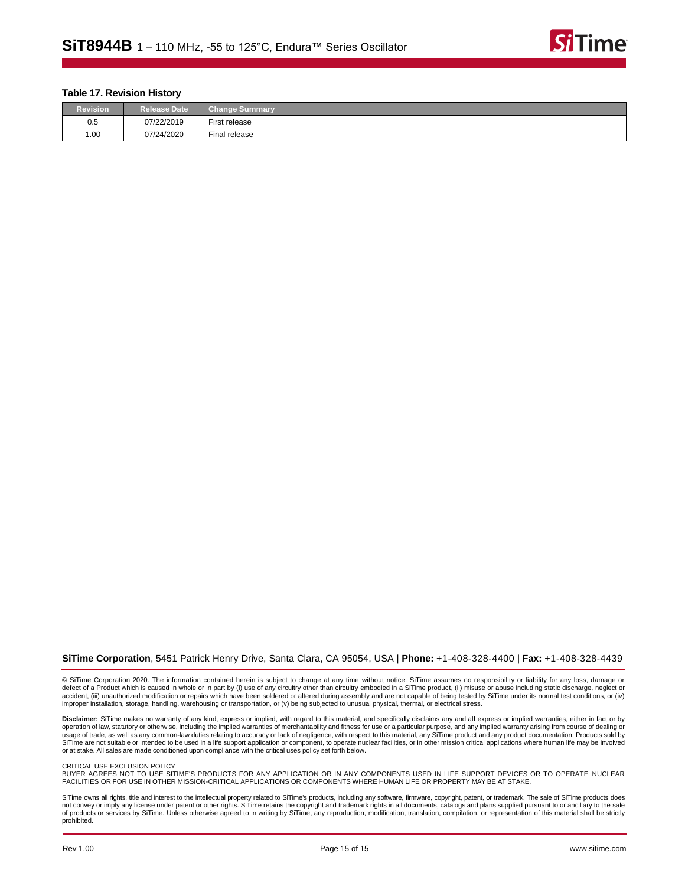**Table 17. Revision History**

| Revision | Release Date | Change Summary |
|---|---|---|
| 0.5 | 07/22/2019 | First release |
| 1.00 | 07/24/2020 | Final release |

**SiTime Corporation**, 5451 Patrick Henry Drive, Santa Clara, CA 95054, USA | **Phone:** +1-408-328-4400 | **Fax:** +1-408-328-4439

© SiTime Corporation 2020. The information contained herein is subject to change at any time without notice. SiTime assumes no responsibility or liability for any loss, damage or defect of a Product which is caused in whole or in part by (i) use of any circuitry other than circuitry embodied in a SiTime product, (ii) misuse or abuse including static discharge, neglect or accident, (iii) unauthorized modification or repairs which have been soldered or altered during assembly and are not capable of being tested by SiTime under its normal test conditions, or (iv) improper installation, storage, handling, warehousing or transportation, or (v) being subjected to unusual physical, thermal, or electrical stress.

**Disclaimer:** SiTime makes no warranty of any kind, express or implied, with regard to this material, and specifically disclaims any and all express or implied warranties, either in fact or by operation of law, statutory or otherwise, including the implied warranties of merchantability and fitness for use or a particular purpose, and any implied warranty arising from course of dealing or usage of trade, as well as any common-law duties relating to accuracy or lack of negligence, with respect to this material, any SiTime product and any product documentation. Products sold by SiTime are not suitable or intended to be used in a life support application or component, to operate nuclear facilities, or in other mission critical applications where human life may be involved or at stake. All sales are made conditioned upon compliance with the critical uses policy set forth below.

CRITICAL USE EXCLUSION POLICY
BUYER AGREES NOT TO USE SITIME'S PRODUCTS FOR ANY APPLICATION OR IN ANY COMPONENTS USED IN LIFE SUPPORT DEVICES OR TO OPERATE NUCLEAR FACILITIES OR FOR USE IN OTHER MISSION-CRITICAL APPLICATIONS OR COMPONENTS WHERE HUMAN LIFE OR PROPERTY MAY BE AT STAKE.

SiTime owns all rights, title and interest to the intellectual property related to SiTime's products, including any software, firmware, copyright, patent, or trademark. The sale of SiTime products does not convey or imply any license under patent or other rights. SiTime retains the copyright and trademark rights in all documents, catalogs and plans supplied pursuant to or ancillary to the sale of products or services by SiTime. Unless otherwise agreed to in writing by SiTime, any reproduction, modification, translation, compilation, or representation of this material shall be strictly prohibited.